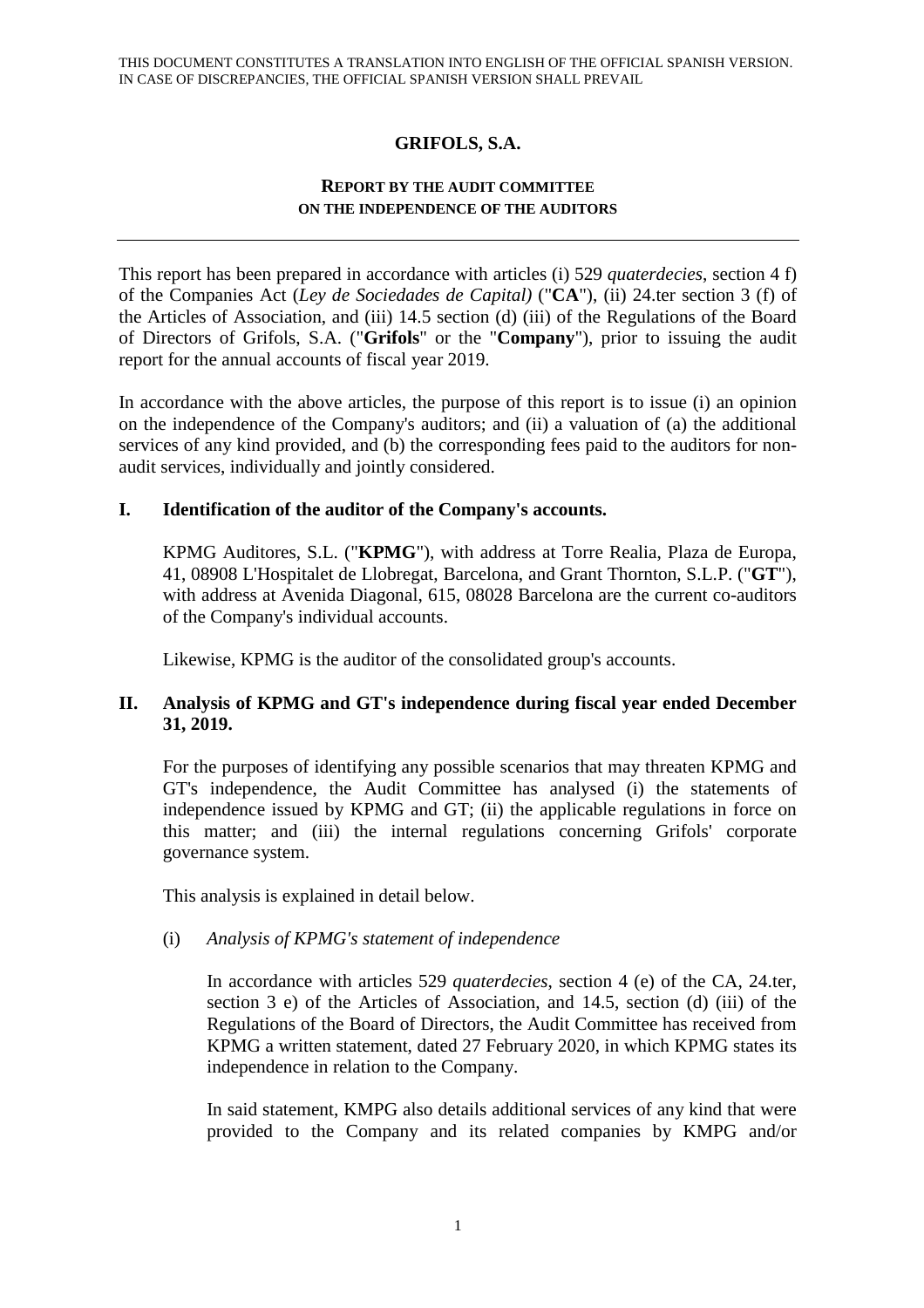THIS DOCUMENT CONSTITUTES A TRANSLATION INTO ENGLISH OF THE OFFICIAL SPANISH VERSION. IN CASE OF DISCREPANCIES, THE OFFICIAL SPANISH VERSION SHALL PREVAIL

# GRIFOLS, S.A.

## REPORT BY THE AUDIT COMMITTEE ON THE INDEPENDENCE OF THE AUDITORS

---

This report has been prepared in accordance with articles (i) 529 *quaterdecies*, section 4 f) of the Companies Act (*Ley de Sociedades de Capital)* ("**CA**"), (ii) 24.ter section 3 (f) of the Articles of Association, and (iii) 14.5 section (d) (iii) of the Regulations of the Board of Directors of Grifols, S.A. ("**Grifols**" or the "**Company**"), prior to issuing the audit report for the annual accounts of fiscal year 2019.

In accordance with the above articles, the purpose of this report is to issue (i) an opinion on the independence of the Company's auditors; and (ii) a valuation of (a) the additional services of any kind provided, and (b) the corresponding fees paid to the auditors for non-audit services, individually and jointly considered.

### I. Identification of the auditor of the Company's accounts.

KPMG Auditores, S.L. ("**KPMG**"), with address at Torre Realia, Plaza de Europa, 41, 08908 L'Hospitalet de Llobregat, Barcelona, and Grant Thornton, S.L.P. ("**GT**"), with address at Avenida Diagonal, 615, 08028 Barcelona are the current co-auditors of the Company's individual accounts.

Likewise, KPMG is the auditor of the consolidated group's accounts.

### II. Analysis of KPMG and GT's independence during fiscal year ended December 31, 2019.

For the purposes of identifying any possible scenarios that may threaten KPMG and GT's independence, the Audit Committee has analysed (i) the statements of independence issued by KPMG and GT; (ii) the applicable regulations in force on this matter; and (iii) the internal regulations concerning Grifols' corporate governance system.

This analysis is explained in detail below.

(i) *Analysis of KPMG's statement of independence*

In accordance with articles 529 *quaterdecies*, section 4 (e) of the CA, 24.ter, section 3 e) of the Articles of Association, and 14.5, section (d) (iii) of the Regulations of the Board of Directors, the Audit Committee has received from KPMG a written statement, dated 27 February 2020, in which KPMG states its independence in relation to the Company.

In said statement, KMPG also details additional services of any kind that were provided to the Company and its related companies by KMPG and/or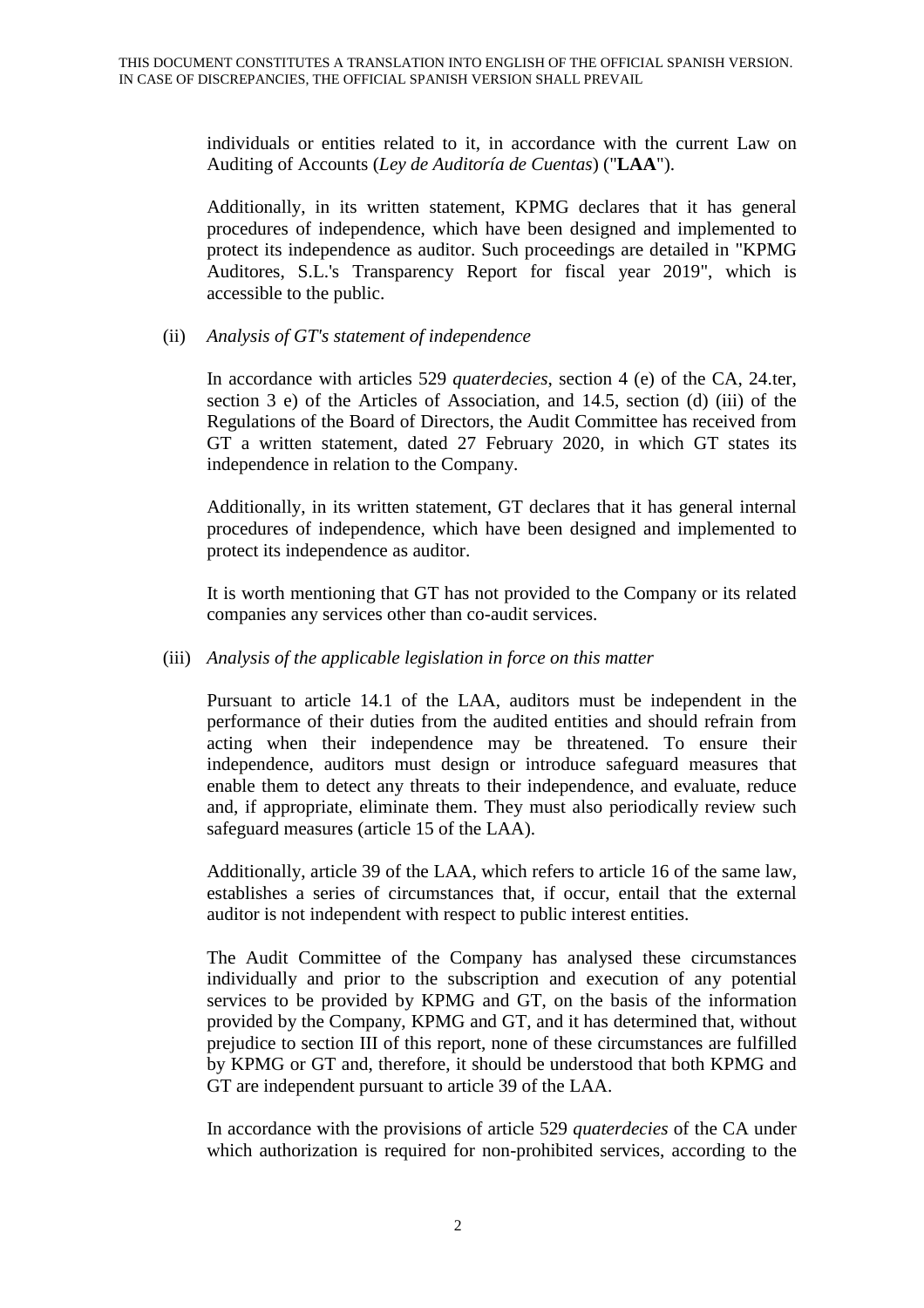individuals or entities related to it, in accordance with the current Law on Auditing of Accounts (*Ley de Auditoría de Cuentas*) ("**LAA**").

Additionally, in its written statement, KPMG declares that it has general procedures of independence, which have been designed and implemented to protect its independence as auditor. Such proceedings are detailed in "KPMG Auditores, S.L.'s Transparency Report for fiscal year 2019", which is accessible to the public.

(ii) *Analysis of GT's statement of independence*

In accordance with articles 529 *quaterdecies*, section 4 (e) of the CA, 24.ter, section 3 e) of the Articles of Association, and 14.5, section (d) (iii) of the Regulations of the Board of Directors, the Audit Committee has received from GT a written statement, dated 27 February 2020, in which GT states its independence in relation to the Company.

Additionally, in its written statement, GT declares that it has general internal procedures of independence, which have been designed and implemented to protect its independence as auditor.

It is worth mentioning that GT has not provided to the Company or its related companies any services other than co-audit services.

(iii) *Analysis of the applicable legislation in force on this matter*

Pursuant to article 14.1 of the LAA, auditors must be independent in the performance of their duties from the audited entities and should refrain from acting when their independence may be threatened. To ensure their independence, auditors must design or introduce safeguard measures that enable them to detect any threats to their independence, and evaluate, reduce and, if appropriate, eliminate them. They must also periodically review such safeguard measures (article 15 of the LAA).

Additionally, article 39 of the LAA, which refers to article 16 of the same law, establishes a series of circumstances that, if occur, entail that the external auditor is not independent with respect to public interest entities.

The Audit Committee of the Company has analysed these circumstances individually and prior to the subscription and execution of any potential services to be provided by KPMG and GT, on the basis of the information provided by the Company, KPMG and GT, and it has determined that, without prejudice to section III of this report, none of these circumstances are fulfilled by KPMG or GT and, therefore, it should be understood that both KPMG and GT are independent pursuant to article 39 of the LAA.

In accordance with the provisions of article 529 *quaterdecies* of the CA under which authorization is required for non-prohibited services, according to the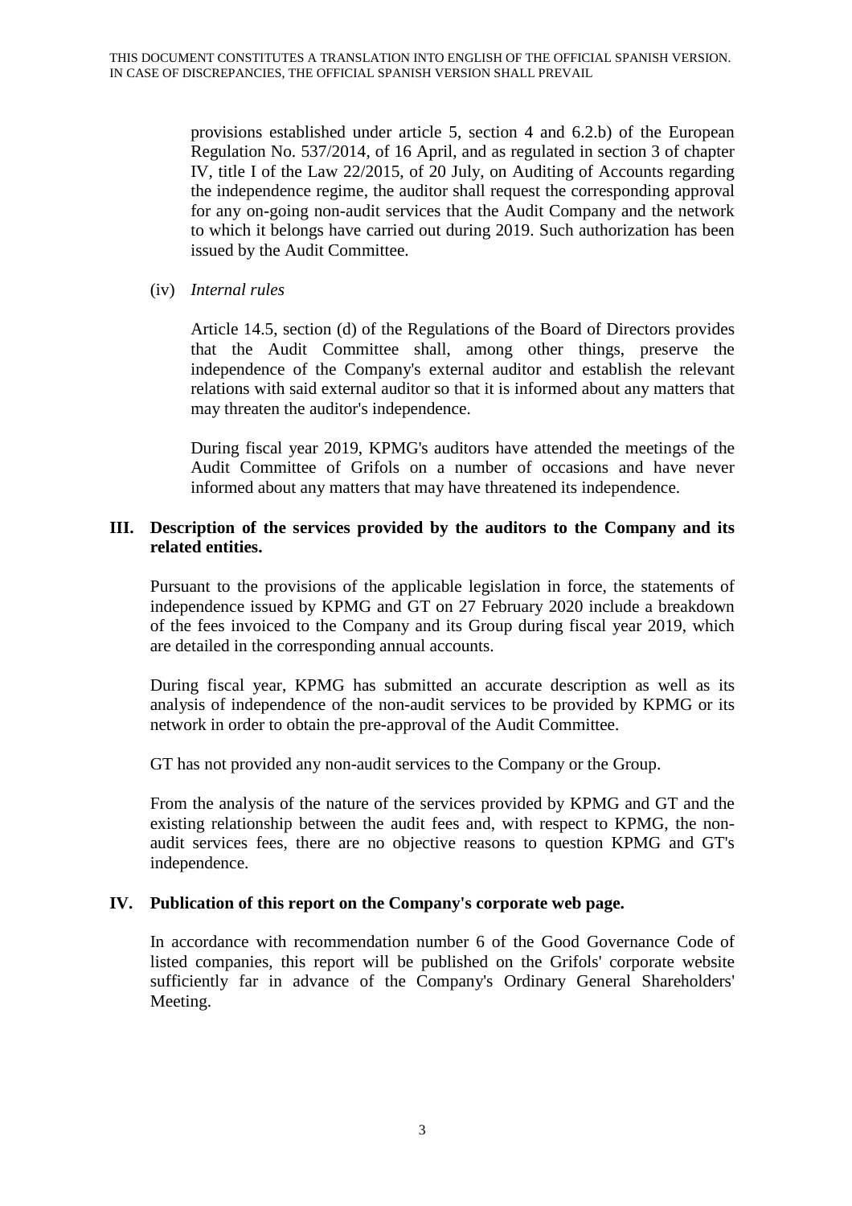provisions established under article 5, section 4 and 6.2.b) of the European Regulation No. 537/2014, of 16 April, and as regulated in section 3 of chapter IV, title I of the Law 22/2015, of 20 July, on Auditing of Accounts regarding the independence regime, the auditor shall request the corresponding approval for any on-going non-audit services that the Audit Company and the network to which it belongs have carried out during 2019. Such authorization has been issued by the Audit Committee.

(iv) *Internal rules*

Article 14.5, section (d) of the Regulations of the Board of Directors provides that the Audit Committee shall, among other things, preserve the independence of the Company's external auditor and establish the relevant relations with said external auditor so that it is informed about any matters that may threaten the auditor's independence.

During fiscal year 2019, KPMG's auditors have attended the meetings of the Audit Committee of Grifols on a number of occasions and have never informed about any matters that may have threatened its independence.

## III. Description of the services provided by the auditors to the Company and its related entities.

Pursuant to the provisions of the applicable legislation in force, the statements of independence issued by KPMG and GT on 27 February 2020 include a breakdown of the fees invoiced to the Company and its Group during fiscal year 2019, which are detailed in the corresponding annual accounts.

During fiscal year, KPMG has submitted an accurate description as well as its analysis of independence of the non-audit services to be provided by KPMG or its network in order to obtain the pre-approval of the Audit Committee.

GT has not provided any non-audit services to the Company or the Group.

From the analysis of the nature of the services provided by KPMG and GT and the existing relationship between the audit fees and, with respect to KPMG, the non-audit services fees, there are no objective reasons to question KPMG and GT's independence.

## IV. Publication of this report on the Company's corporate web page.

In accordance with recommendation number 6 of the Good Governance Code of listed companies, this report will be published on the Grifols' corporate website sufficiently far in advance of the Company's Ordinary General Shareholders' Meeting.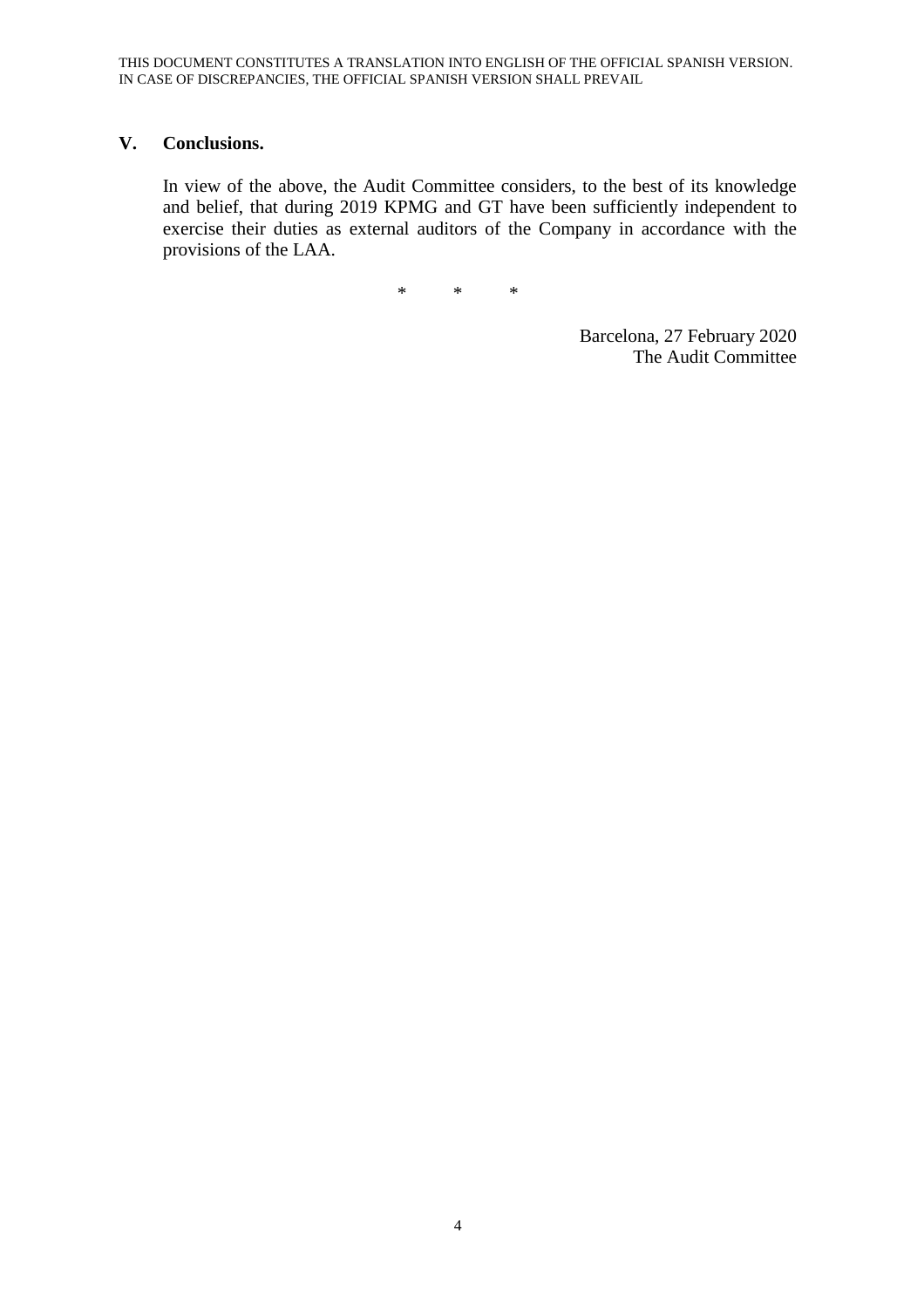THIS DOCUMENT CONSTITUTES A TRANSLATION INTO ENGLISH OF THE OFFICIAL SPANISH VERSION. IN CASE OF DISCREPANCIES, THE OFFICIAL SPANISH VERSION SHALL PREVAIL

## V. Conclusions.

In view of the above, the Audit Committee considers, to the best of its knowledge and belief, that during 2019 KPMG and GT have been sufficiently independent to exercise their duties as external auditors of the Company in accordance with the provisions of the LAA.

\*   \*   \*

Barcelona, 27 February 2020
The Audit Committee